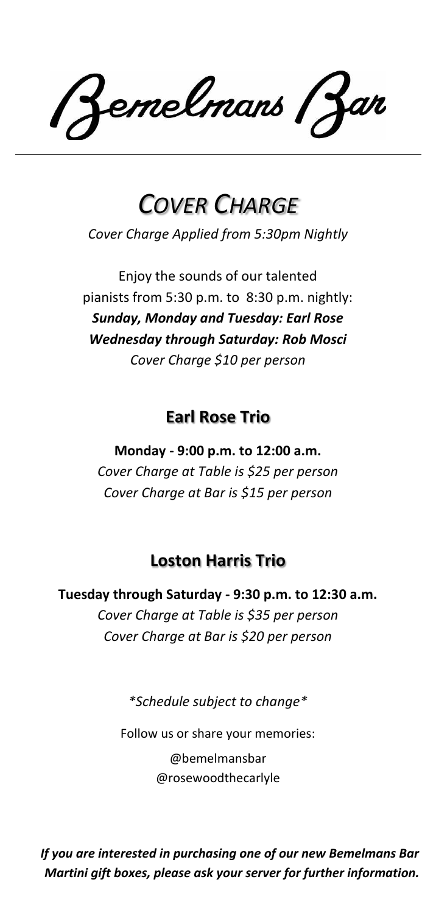# Bemelmans Bar

## *COVER CHARGE*

*Cover Charge Applied from 5:30pm Nightly*

Enjoy the sounds of our talented pianists from 5:30 p.m. to 8:30 p.m. nightly:

***Sunday, Monday and Tuesday: Earl Rose***

***Wednesday through Saturday: Rob Mosci***

*Cover Charge $10 per person*

### Earl Rose Trio

**Monday - 9:00 p.m. to 12:00 a.m.**

*Cover Charge at Table is $25 per person*

*Cover Charge at Bar is $15 per person*

### Loston Harris Trio

**Tuesday through Saturday - 9:30 p.m. to 12:30 a.m.**

*Cover Charge at Table is $35 per person*

*Cover Charge at Bar is $20 per person*

*\*Schedule subject to change\**

Follow us or share your memories:

@bemelmansbar

@rosewoodthecarlyle

***If you are interested in purchasing one of our new Bemelmans Bar Martini gift boxes, please ask your server for further information.***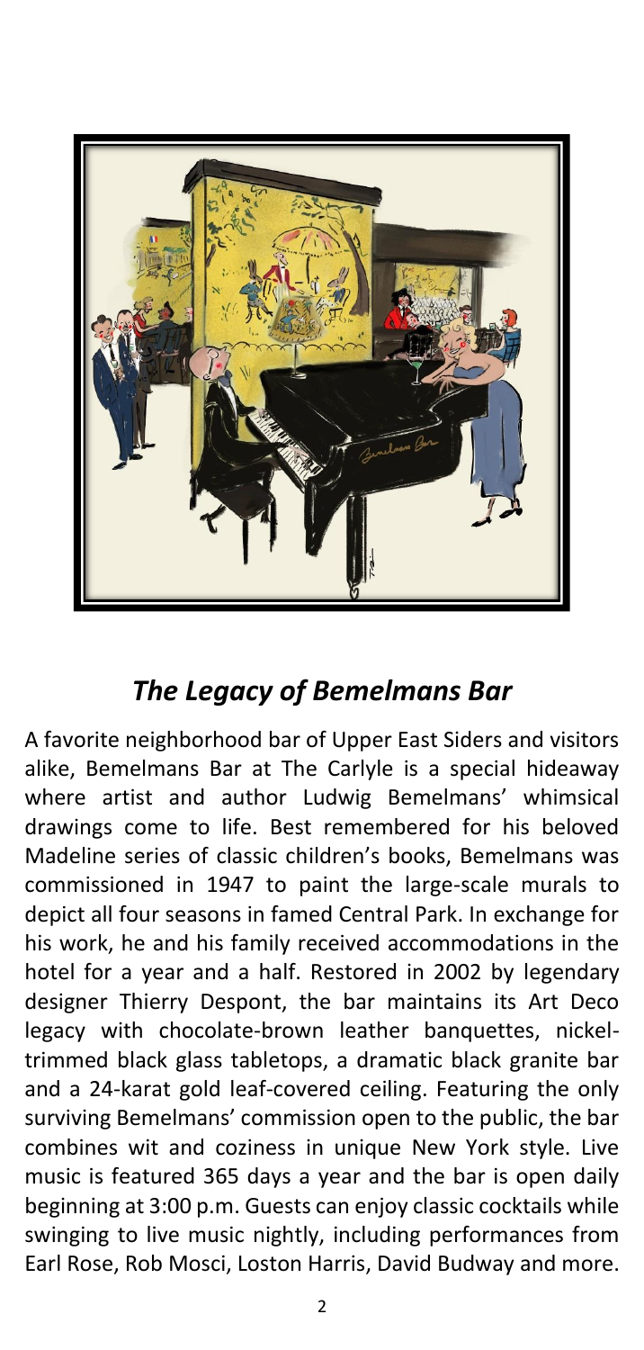## *The Legacy of Bemelmans Bar*

A favorite neighborhood bar of Upper East Siders and visitors alike, Bemelmans Bar at The Carlyle is a special hideaway where artist and author Ludwig Bemelmans' whimsical drawings come to life. Best remembered for his beloved Madeline series of classic children's books, Bemelmans was commissioned in 1947 to paint the large-scale murals to depict all four seasons in famed Central Park. In exchange for his work, he and his family received accommodations in the hotel for a year and a half. Restored in 2002 by legendary designer Thierry Despont, the bar maintains its Art Deco legacy with chocolate-brown leather banquettes, nickel-trimmed black glass tabletops, a dramatic black granite bar and a 24-karat gold leaf-covered ceiling. Featuring the only surviving Bemelmans' commission open to the public, the bar combines wit and coziness in unique New York style. Live music is featured 365 days a year and the bar is open daily beginning at 3:00 p.m. Guests can enjoy classic cocktails while swinging to live music nightly, including performances from Earl Rose, Rob Mosci, Loston Harris, David Budway and more.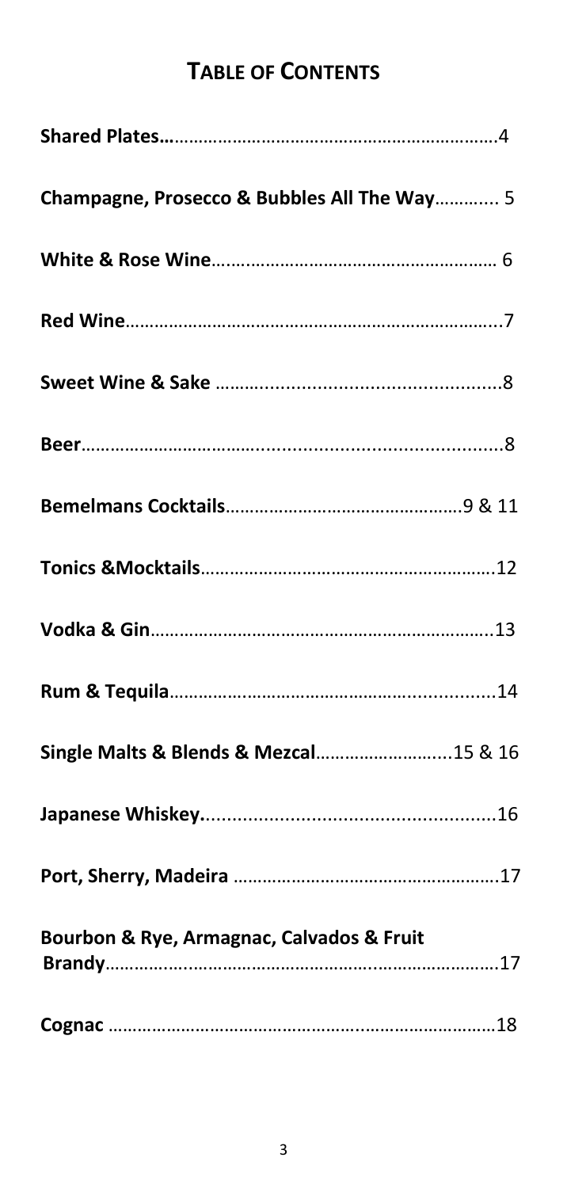# TABLE OF CONTENTS

| Section | Page |
|---|---|
| **Shared Plates** | 4 |
| **Champagne, Prosecco & Bubbles All The Way** | 5 |
| **White & Rose Wine** | 6 |
| **Red Wine** | 7 |
| **Sweet Wine & Sake** | 8 |
| **Beer** | 8 |
| **Bemelmans Cocktails** | 9 & 11 |
| **Tonics &Mocktails** | 12 |
| **Vodka & Gin** | 13 |
| **Rum & Tequila** | 14 |
| **Single Malts & Blends & Mezcal** | 15 & 16 |
| **Japanese Whiskey.** | 16 |
| **Port, Sherry, Madeira** | 17 |
| **Bourbon & Rye, Armagnac, Calvados & Fruit Brandy** | 17 |
| **Cognac** | 18 |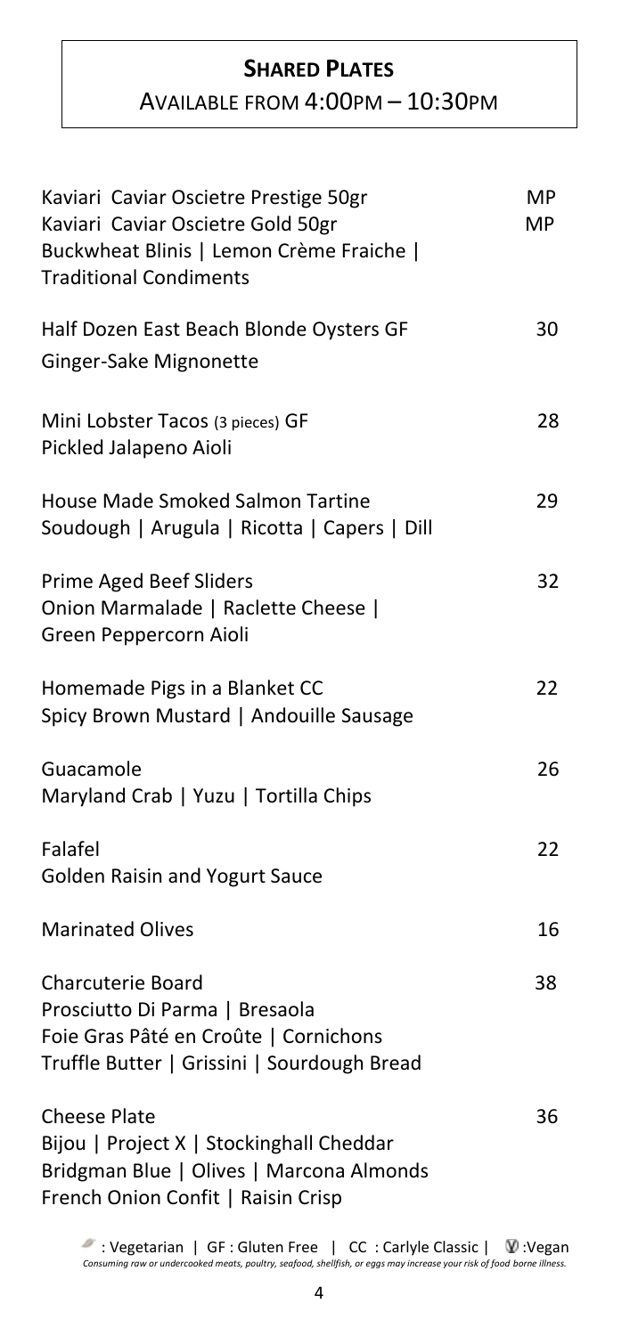## SHARED PLATES

AVAILABLE FROM 4:00PM – 10:30PM

| Item | Price |
|---|---|
| Kaviari Caviar Oscietre Prestige 50gr | MP |
| Kaviari Caviar Oscietre Gold 50gr | MP |
| Buckwheat Blinis \| Lemon Crème Fraiche \| Traditional Condiments | |
| Half Dozen East Beach Blonde Oysters GF<br>Ginger-Sake Mignonette | 30 |
| Mini Lobster Tacos (3 pieces) GF<br>Pickled Jalapeno Aioli | 28 |
| House Made Smoked Salmon Tartine<br>Soudough \| Arugula \| Ricotta \| Capers \| Dill | 29 |
| Prime Aged Beef Sliders<br>Onion Marmalade \| Raclette Cheese \| Green Peppercorn Aioli | 32 |
| Homemade Pigs in a Blanket CC<br>Spicy Brown Mustard \| Andouille Sausage | 22 |
| Guacamole<br>Maryland Crab \| Yuzu \| Tortilla Chips | 26 |
| Falafel<br>Golden Raisin and Yogurt Sauce | 22 |
| Marinated Olives | 16 |
| Charcuterie Board<br>Prosciutto Di Parma \| Bresaola<br>Foie Gras Pâté en Croûte \| Cornichons<br>Truffle Butter \| Grissini \| Sourdough Bread | 38 |
| Cheese Plate<br>Bijou \| Project X \| Stockinghall Cheddar<br>Bridgman Blue \| Olives \| Marcona Almonds<br>French Onion Confit \| Raisin Crisp | 36 |

: Vegetarian | GF : Gluten Free | CC : Carlyle Classic | V :Vegan

*Consuming raw or undercooked meats, poultry, seafood, shellfish, or eggs may increase your risk of food borne illness.*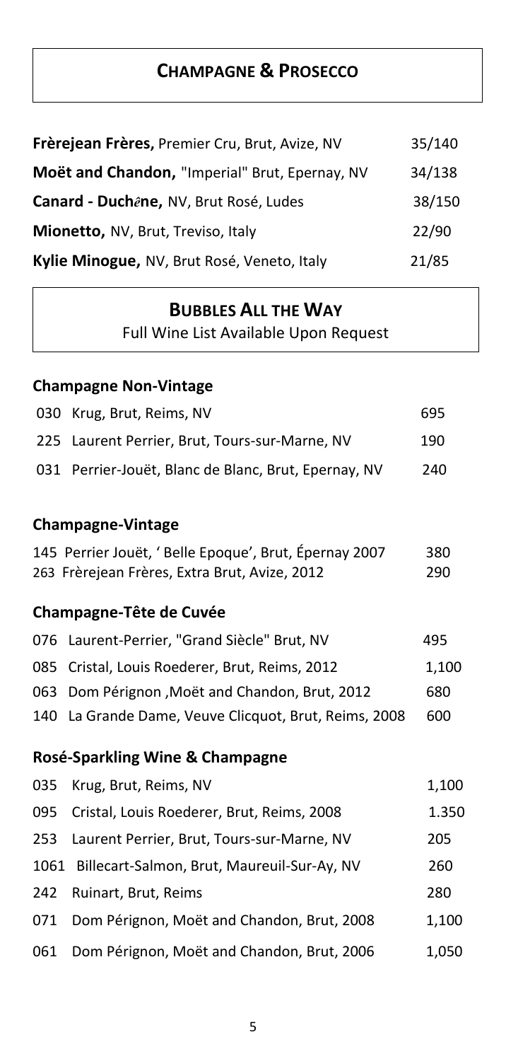## CHAMPAGNE & PROSECCO

| | |
|---|---|
| **Frèrejean Frères,** Premier Cru, Brut, Avize, NV | 35/140 |
| **Moët and Chandon,** "Imperial" Brut, Epernay, NV | 34/138 |
| **Canard - Duchêne,** NV, Brut Rosé, Ludes | 38/150 |
| **Mionetto,** NV, Brut, Treviso, Italy | 22/90 |
| **Kylie Minogue,** NV, Brut Rosé, Veneto, Italy | 21/85 |

## BUBBLES ALL THE WAY

Full Wine List Available Upon Request

### Champagne Non-Vintage

| | | |
|---|---|---|
| 030 | Krug, Brut, Reims, NV | 695 |
| 225 | Laurent Perrier, Brut, Tours-sur-Marne, NV | 190 |
| 031 | Perrier-Jouët, Blanc de Blanc, Brut, Epernay, NV | 240 |

### Champagne-Vintage

| | | |
|---|---|---|
| 145 | Perrier Jouët, ' Belle Epoque', Brut, Épernay 2007 | 380 |
| 263 | Frèrejean Frères, Extra Brut, Avize, 2012 | 290 |

### Champagne-Tête de Cuvée

| | | |
|---|---|---|
| 076 | Laurent-Perrier, "Grand Siècle" Brut, NV | 495 |
| 085 | Cristal, Louis Roederer, Brut, Reims, 2012 | 1,100 |
| 063 | Dom Pérignon ,Moët and Chandon, Brut, 2012 | 680 |
| 140 | La Grande Dame, Veuve Clicquot, Brut, Reims, 2008 | 600 |

### Rosé-Sparkling Wine & Champagne

| | | |
|---|---|---|
| 035 | Krug, Brut, Reims, NV | 1,100 |
| 095 | Cristal, Louis Roederer, Brut, Reims, 2008 | 1.350 |
| 253 | Laurent Perrier, Brut, Tours-sur-Marne, NV | 205 |
| 1061 | Billecart-Salmon, Brut, Maureuil-Sur-Ay, NV | 260 |
| 242 | Ruinart, Brut, Reims | 280 |
| 071 | Dom Pérignon, Moët and Chandon, Brut, 2008 | 1,100 |
| 061 | Dom Pérignon, Moët and Chandon, Brut, 2006 | 1,050 |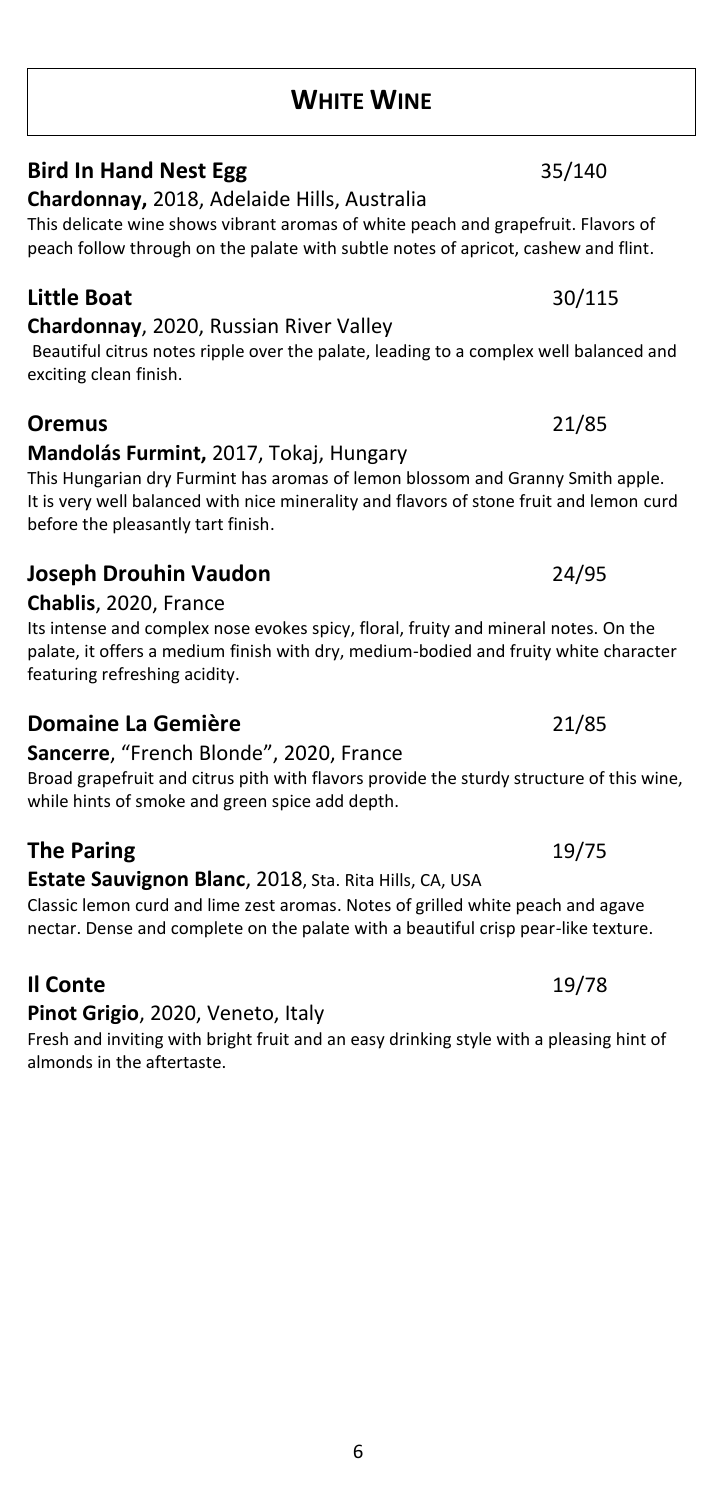# WHITE WINE

## Bird In Hand Nest Egg — 35/140

**Chardonnay,** 2018, Adelaide Hills, Australia

This delicate wine shows vibrant aromas of white peach and grapefruit. Flavors of peach follow through on the palate with subtle notes of apricot, cashew and flint.

## Little Boat — 30/115

**Chardonnay**, 2020, Russian River Valley

Beautiful citrus notes ripple over the palate, leading to a complex well balanced and exciting clean finish.

## Oremus — 21/85

**Mandolás Furmint,** 2017, Tokaj, Hungary

This Hungarian dry Furmint has aromas of lemon blossom and Granny Smith apple. It is very well balanced with nice minerality and flavors of stone fruit and lemon curd before the pleasantly tart finish.

## Joseph Drouhin Vaudon — 24/95

**Chablis**, 2020, France

Its intense and complex nose evokes spicy, floral, fruity and mineral notes. On the palate, it offers a medium finish with dry, medium-bodied and fruity white character featuring refreshing acidity.

## Domaine La Gemière — 21/85

**Sancerre**, "French Blonde", 2020, France

Broad grapefruit and citrus pith with flavors provide the sturdy structure of this wine, while hints of smoke and green spice add depth.

## The Paring — 19/75

**Estate Sauvignon Blanc**, 2018, Sta. Rita Hills, CA, USA

Classic lemon curd and lime zest aromas. Notes of grilled white peach and agave nectar. Dense and complete on the palate with a beautiful crisp pear-like texture.

## Il Conte — 19/78

**Pinot Grigio**, 2020, Veneto, Italy

Fresh and inviting with bright fruit and an easy drinking style with a pleasing hint of almonds in the aftertaste.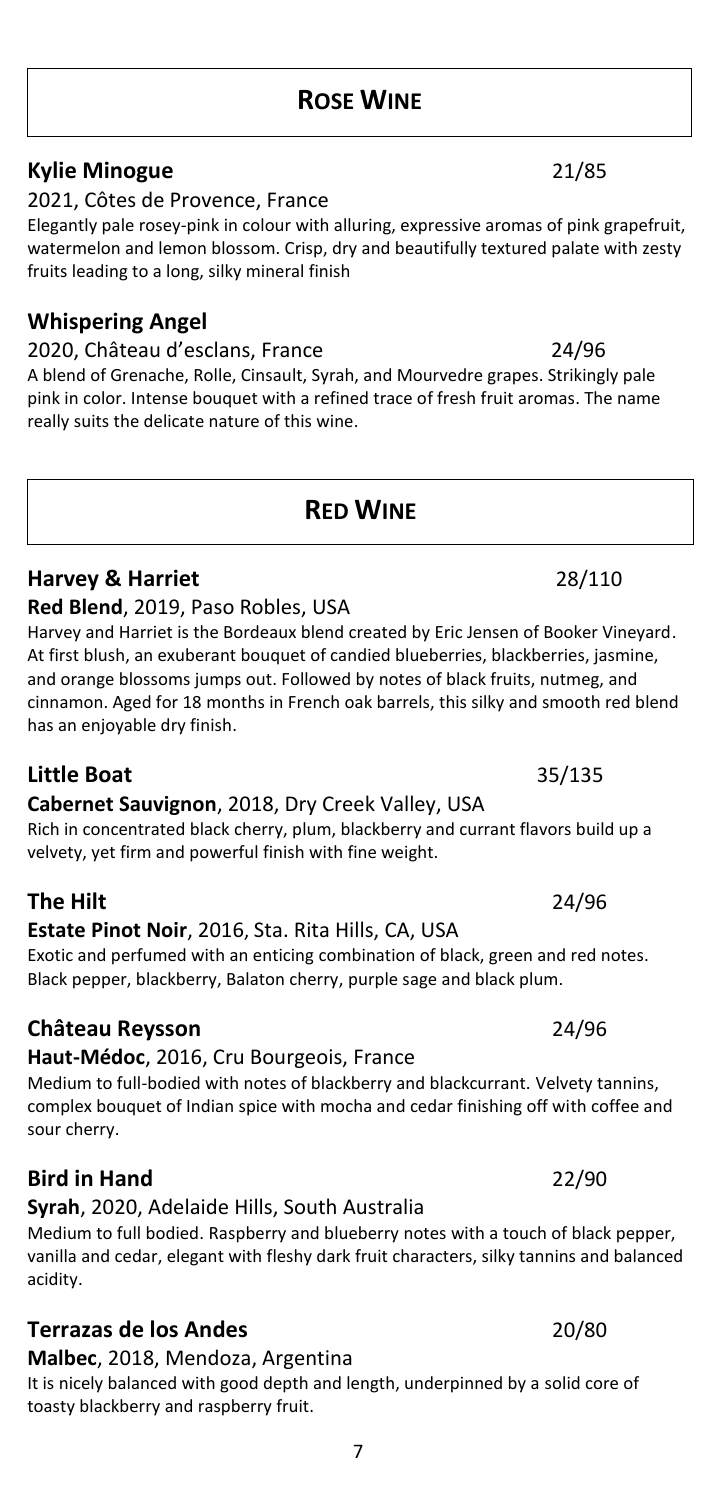# ROSE WINE

### Kylie Minogue 21/85

2021, Côtes de Provence, France

Elegantly pale rosey-pink in colour with alluring, expressive aromas of pink grapefruit, watermelon and lemon blossom. Crisp, dry and beautifully textured palate with zesty fruits leading to a long, silky mineral finish

### Whispering Angel

2020, Château d'esclans, France 24/96

A blend of Grenache, Rolle, Cinsault, Syrah, and Mourvedre grapes. Strikingly pale pink in color. Intense bouquet with a refined trace of fresh fruit aromas. The name really suits the delicate nature of this wine.

# RED WINE

### Harvey & Harriet 28/110

**Red Blend**, 2019, Paso Robles, USA

Harvey and Harriet is the Bordeaux blend created by Eric Jensen of Booker Vineyard. At first blush, an exuberant bouquet of candied blueberries, blackberries, jasmine, and orange blossoms jumps out. Followed by notes of black fruits, nutmeg, and cinnamon. Aged for 18 months in French oak barrels, this silky and smooth red blend has an enjoyable dry finish.

### Little Boat 35/135

**Cabernet Sauvignon**, 2018, Dry Creek Valley, USA

Rich in concentrated black cherry, plum, blackberry and currant flavors build up a velvety, yet firm and powerful finish with fine weight.

### The Hilt 24/96

**Estate Pinot Noir**, 2016, Sta. Rita Hills, CA, USA

Exotic and perfumed with an enticing combination of black, green and red notes. Black pepper, blackberry, Balaton cherry, purple sage and black plum.

### Château Reysson 24/96

**Haut-Médoc**, 2016, Cru Bourgeois, France

Medium to full-bodied with notes of blackberry and blackcurrant. Velvety tannins, complex bouquet of Indian spice with mocha and cedar finishing off with coffee and sour cherry.

### Bird in Hand 22/90

**Syrah**, 2020, Adelaide Hills, South Australia

Medium to full bodied. Raspberry and blueberry notes with a touch of black pepper, vanilla and cedar, elegant with fleshy dark fruit characters, silky tannins and balanced acidity.

### Terrazas de los Andes 20/80

**Malbec**, 2018, Mendoza, Argentina

It is nicely balanced with good depth and length, underpinned by a solid core of toasty blackberry and raspberry fruit.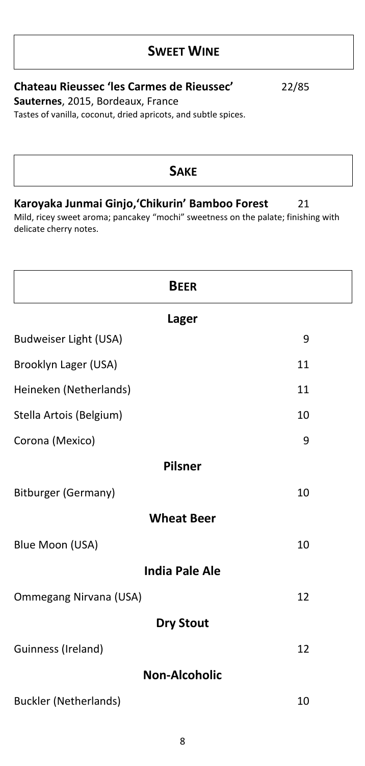## SWEET WINE

**Chateau Rieussec 'les Carmes de Rieussec'** 22/85
**Sauternes**, 2015, Bordeaux, France
Tastes of vanilla, coconut, dried apricots, and subtle spices.

## SAKE

**Karoyaka Junmai Ginjo,'Chikurin' Bamboo Forest** 21
Mild, ricey sweet aroma; pancakey "mochi" sweetness on the palate; finishing with delicate cherry notes.

## BEER

### Lager

| | |
|---|---|
| Budweiser Light (USA) | 9 |
| Brooklyn Lager (USA) | 11 |
| Heineken (Netherlands) | 11 |
| Stella Artois (Belgium) | 10 |
| Corona (Mexico) | 9 |

### Pilsner

| | |
|---|---|
| Bitburger (Germany) | 10 |

### Wheat Beer

| | |
|---|---|
| Blue Moon (USA) | 10 |

### India Pale Ale

| | |
|---|---|
| Ommegang Nirvana (USA) | 12 |

### Dry Stout

| | |
|---|---|
| Guinness (Ireland) | 12 |

### Non-Alcoholic

| | |
|---|---|
| Buckler (Netherlands) | 10 |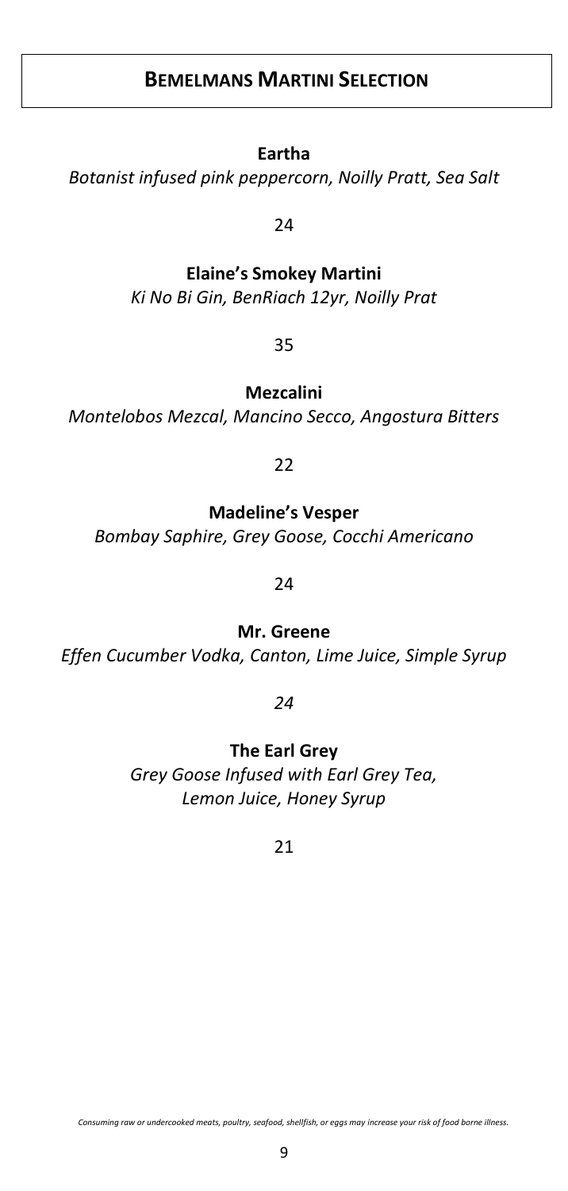## BEMELMANS MARTINI SELECTION

**Eartha**

*Botanist infused pink peppercorn, Noilly Pratt, Sea Salt*

24

**Elaine's Smokey Martini**

*Ki No Bi Gin, BenRiach 12yr, Noilly Prat*

35

**Mezcalini**

*Montelobos Mezcal, Mancino Secco, Angostura Bitters*

22

**Madeline's Vesper**

*Bombay Saphire, Grey Goose, Cocchi Americano*

24

**Mr. Greene**

*Effen Cucumber Vodka, Canton, Lime Juice, Simple Syrup*

*24*

**The Earl Grey**

*Grey Goose Infused with Earl Grey Tea,*
*Lemon Juice, Honey Syrup*

21

*Consuming raw or undercooked meats, poultry, seafood, shellfish, or eggs may increase your risk of food borne illness.*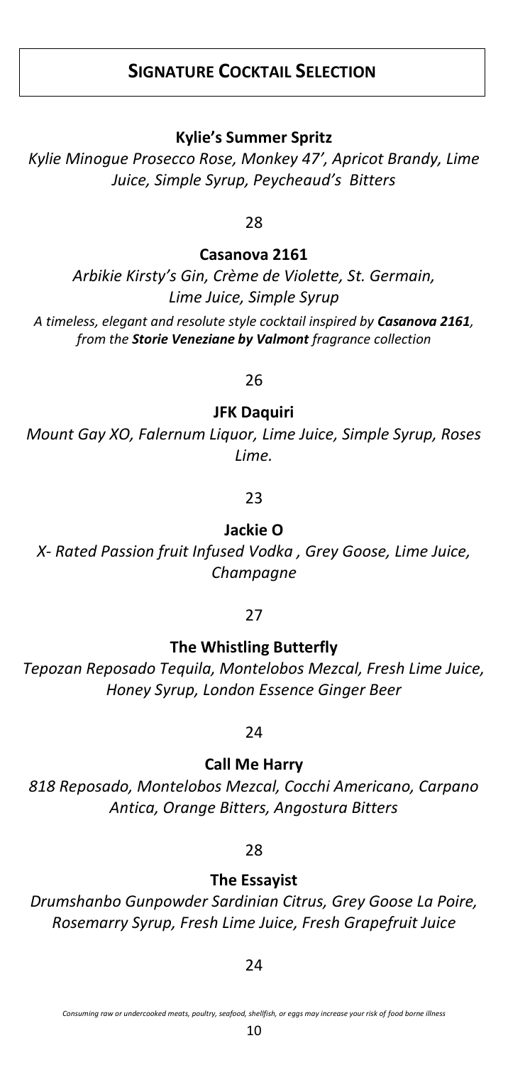## SIGNATURE COCKTAIL SELECTION

**Kylie's Summer Spritz**

*Kylie Minogue Prosecco Rose, Monkey 47', Apricot Brandy, Lime Juice, Simple Syrup, Peycheaud's  Bitters*

28

**Casanova 2161**

*Arbikie Kirsty's Gin, Crème de Violette, St. Germain, Lime Juice, Simple Syrup*

*A timeless, elegant and resolute style cocktail inspired by **Casanova 2161**, from the **Storie Veneziane by Valmont** fragrance collection*

26

**JFK Daquiri**

*Mount Gay XO, Falernum Liquor, Lime Juice, Simple Syrup, Roses Lime.*

23

**Jackie O**

*X- Rated Passion fruit Infused Vodka , Grey Goose, Lime Juice, Champagne*

27

**The Whistling Butterfly**

*Tepozan Reposado Tequila, Montelobos Mezcal, Fresh Lime Juice, Honey Syrup, London Essence Ginger Beer*

24

**Call Me Harry**

*818 Reposado, Montelobos Mezcal, Cocchi Americano, Carpano Antica, Orange Bitters, Angostura Bitters*

28

**The Essayist**

*Drumshanbo Gunpowder Sardinian Citrus, Grey Goose La Poire, Rosemarry Syrup, Fresh Lime Juice, Fresh Grapefruit Juice*

24

*Consuming raw or undercooked meats, poultry, seafood, shellfish, or eggs may increase your risk of food borne illness*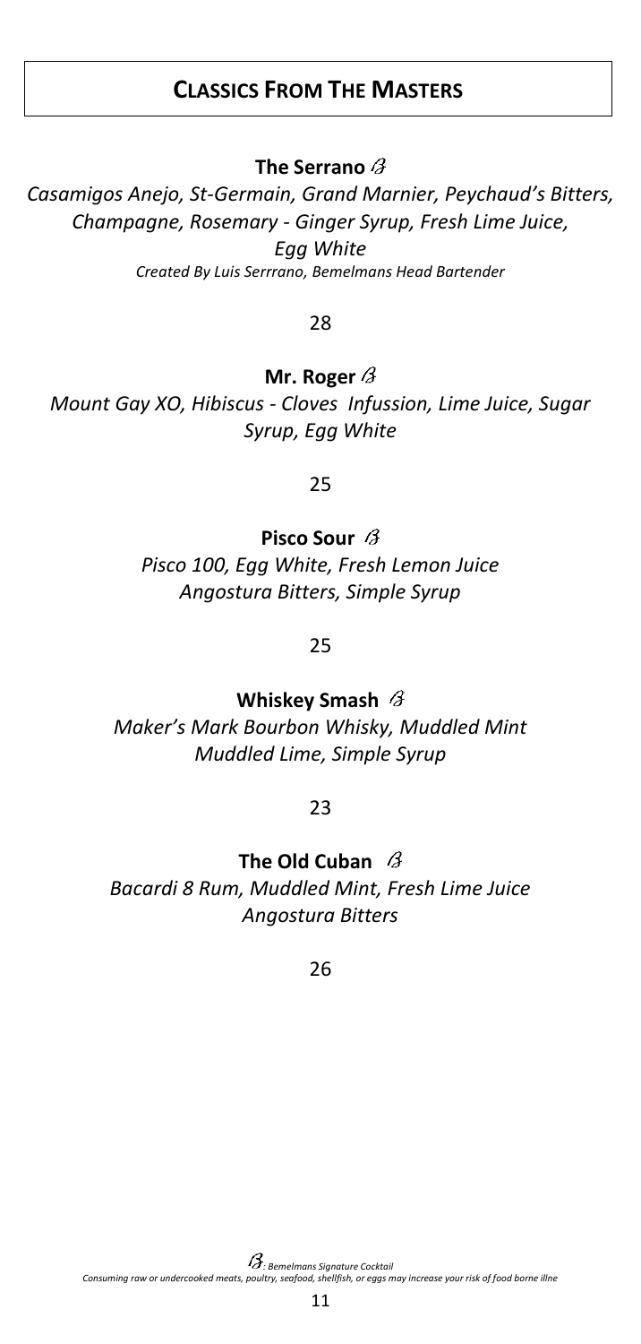## CLASSICS FROM THE MASTERS

**The Serrano** *ℬ*

*Casamigos Anejo, St-Germain, Grand Marnier, Peychaud's Bitters, Champagne, Rosemary - Ginger Syrup, Fresh Lime Juice, Egg White*

*Created By Luis Serrrano, Bemelmans Head Bartender*

28

**Mr. Roger** *ℬ*

*Mount Gay XO, Hibiscus - Cloves Infussion, Lime Juice, Sugar Syrup, Egg White*

25

**Pisco Sour** *ℬ*

*Pisco 100, Egg White, Fresh Lemon Juice Angostura Bitters, Simple Syrup*

25

**Whiskey Smash** *ℬ*

*Maker's Mark Bourbon Whisky, Muddled Mint Muddled Lime, Simple Syrup*

23

**The Old Cuban** *ℬ*

*Bacardi 8 Rum, Muddled Mint, Fresh Lime Juice Angostura Bitters*

26

*ℬ: Bemelmans Signature Cocktail*

*Consuming raw or undercooked meats, poultry, seafood, shellfish, or eggs may increase your risk of food borne illne*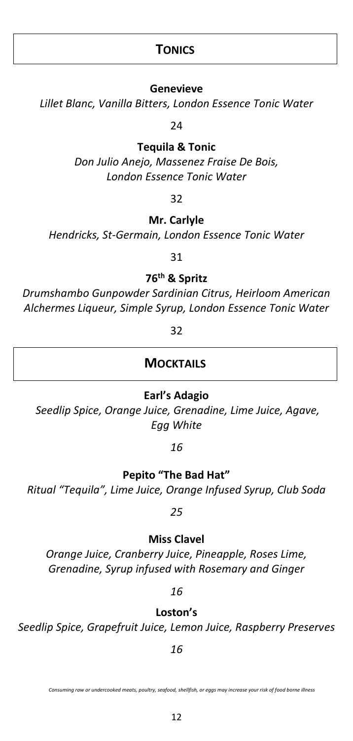## Tonics

**Genevieve**

*Lillet Blanc, Vanilla Bitters, London Essence Tonic Water*

24

**Tequila & Tonic**

*Don Julio Anejo, Massenez Fraise De Bois, London Essence Tonic Water*

32

**Mr. Carlyle**

*Hendricks, St-Germain, London Essence Tonic Water*

31

**76th & Spritz**

*Drumshambo Gunpowder Sardinian Citrus, Heirloom American Alchermes Liqueur, Simple Syrup, London Essence Tonic Water*

32

## Mocktails

**Earl's Adagio**

*Seedlip Spice, Orange Juice, Grenadine, Lime Juice, Agave, Egg White*

*16*

**Pepito "The Bad Hat"**

*Ritual "Tequila", Lime Juice, Orange Infused Syrup, Club Soda*

*25*

**Miss Clavel**

*Orange Juice, Cranberry Juice, Pineapple, Roses Lime, Grenadine, Syrup infused with Rosemary and Ginger*

*16*

**Loston's**

*Seedlip Spice, Grapefruit Juice, Lemon Juice, Raspberry Preserves*

*16*

*Consuming raw or undercooked meats, poultry, seafood, shellfish, or eggs may increase your risk of food borne illness*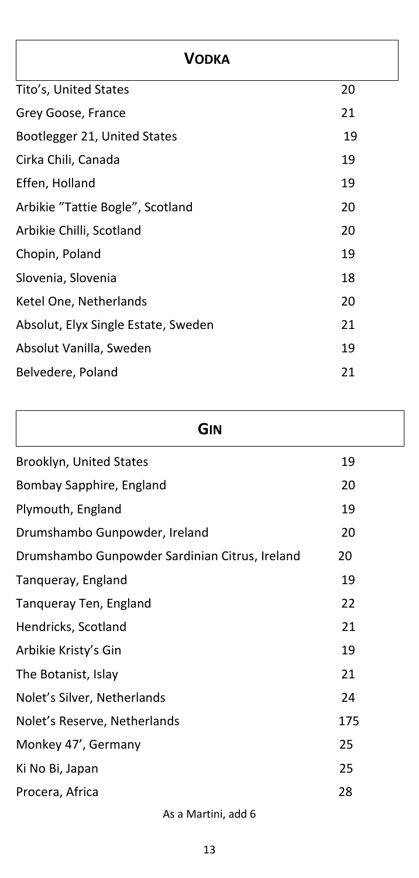## VODKA

| | |
|---|---|
| Tito's, United States | 20 |
| Grey Goose, France | 21 |
| Bootlegger 21, United States | 19 |
| Cirka Chili, Canada | 19 |
| Effen, Holland | 19 |
| Arbikie "Tattie Bogle", Scotland | 20 |
| Arbikie Chilli, Scotland | 20 |
| Chopin, Poland | 19 |
| Slovenia, Slovenia | 18 |
| Ketel One, Netherlands | 20 |
| Absolut, Elyx Single Estate, Sweden | 21 |
| Absolut Vanilla, Sweden | 19 |
| Belvedere, Poland | 21 |

## GIN

| | |
|---|---|
| Brooklyn, United States | 19 |
| Bombay Sapphire, England | 20 |
| Plymouth, England | 19 |
| Drumshambo Gunpowder, Ireland | 20 |
| Drumshambo Gunpowder Sardinian Citrus, Ireland | 20 |
| Tanqueray, England | 19 |
| Tanqueray Ten, England | 22 |
| Hendricks, Scotland | 21 |
| Arbikie Kristy's Gin | 19 |
| The Botanist, Islay | 21 |
| Nolet's Silver, Netherlands | 24 |
| Nolet's Reserve, Netherlands | 175 |
| Monkey 47', Germany | 25 |
| Ki No Bi, Japan | 25 |
| Procera, Africa | 28 |

As a Martini, add 6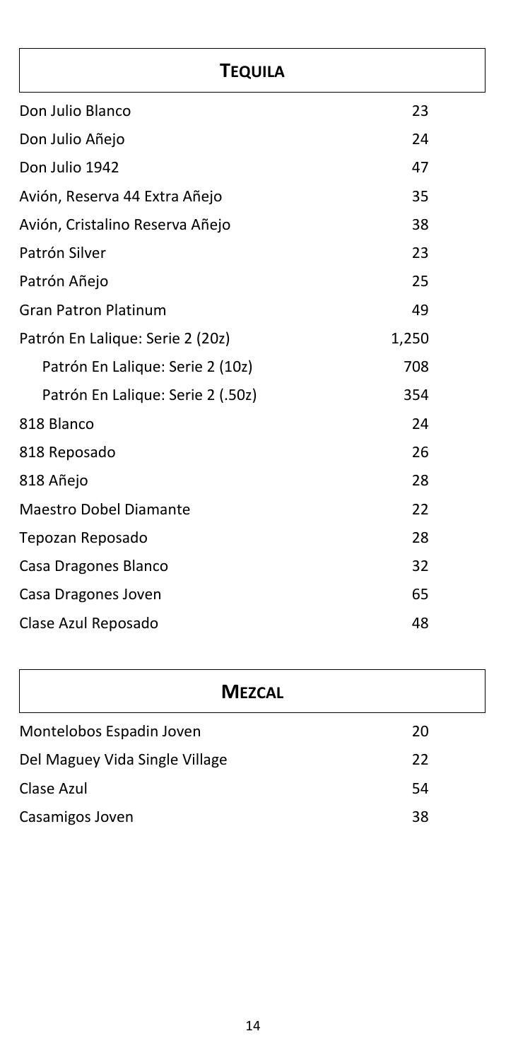## TEQUILA

| | |
|---|---|
| Don Julio Blanco | 23 |
| Don Julio Añejo | 24 |
| Don Julio 1942 | 47 |
| Avión, Reserva 44 Extra Añejo | 35 |
| Avión, Cristalino Reserva Añejo | 38 |
| Patrón Silver | 23 |
| Patrón Añejo | 25 |
| Gran Patron Platinum | 49 |
| Patrón En Lalique: Serie 2 (20z) | 1,250 |
| Patrón En Lalique: Serie 2 (10z) | 708 |
| Patrón En Lalique: Serie 2 (.50z) | 354 |
| 818 Blanco | 24 |
| 818 Reposado | 26 |
| 818 Añejo | 28 |
| Maestro Dobel Diamante | 22 |
| Tepozan Reposado | 28 |
| Casa Dragones Blanco | 32 |
| Casa Dragones Joven | 65 |
| Clase Azul Reposado | 48 |

## MEZCAL

| | |
|---|---|
| Montelobos Espadin Joven | 20 |
| Del Maguey Vida Single Village | 22 |
| Clase Azul | 54 |
| Casamigos Joven | 38 |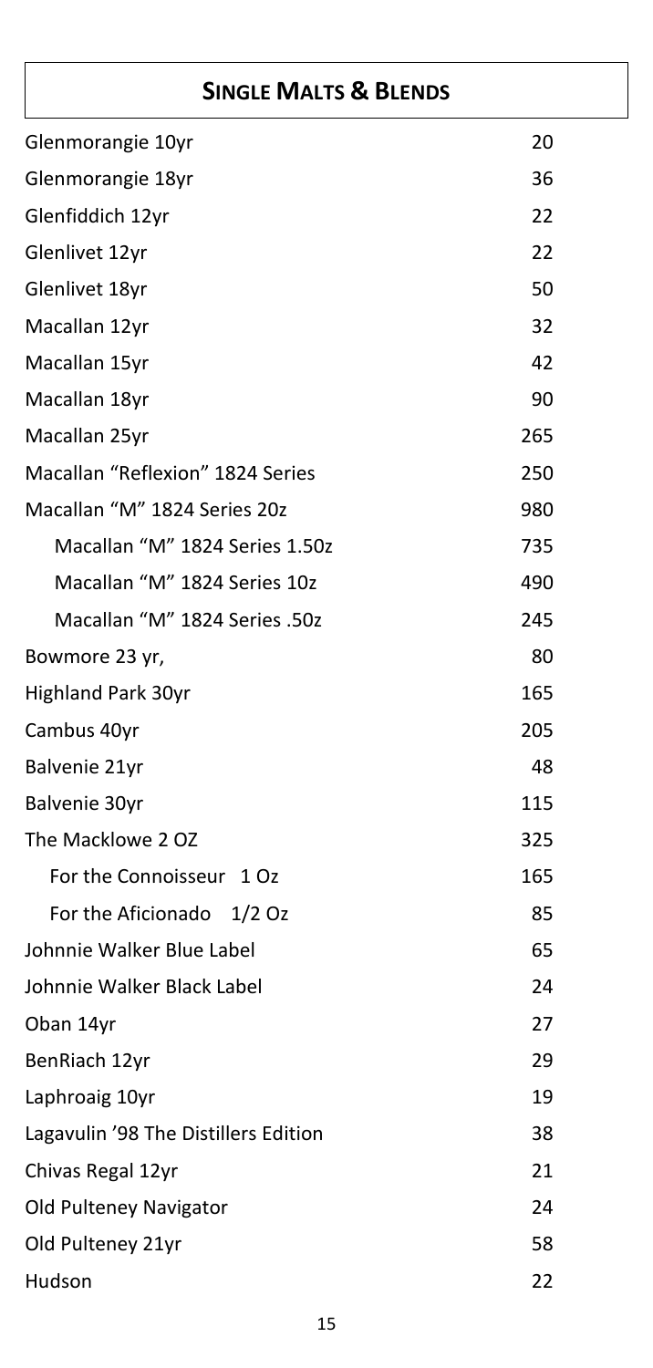## SINGLE MALTS & BLENDS

| | |
|---|---|
| Glenmorangie 10yr | 20 |
| Glenmorangie 18yr | 36 |
| Glenfiddich 12yr | 22 |
| Glenlivet 12yr | 22 |
| Glenlivet 18yr | 50 |
| Macallan 12yr | 32 |
| Macallan 15yr | 42 |
| Macallan 18yr | 90 |
| Macallan 25yr | 265 |
| Macallan "Reflexion" 1824 Series | 250 |
| Macallan "M" 1824 Series 2oz | 980 |
| Macallan "M" 1824 Series 1.5oz | 735 |
| Macallan "M" 1824 Series 1oz | 490 |
| Macallan "M" 1824 Series .5oz | 245 |
| Bowmore 23 yr, | 80 |
| Highland Park 30yr | 165 |
| Cambus 40yr | 205 |
| Balvenie 21yr | 48 |
| Balvenie 30yr | 115 |
| The Macklowe 2 OZ | 325 |
| For the Connoisseur 1 Oz | 165 |
| For the Aficionado 1/2 Oz | 85 |
| Johnnie Walker Blue Label | 65 |
| Johnnie Walker Black Label | 24 |
| Oban 14yr | 27 |
| BenRiach 12yr | 29 |
| Laphroaig 10yr | 19 |
| Lagavulin '98 The Distillers Edition | 38 |
| Chivas Regal 12yr | 21 |
| Old Pulteney Navigator | 24 |
| Old Pulteney 21yr | 58 |
| Hudson | 22 |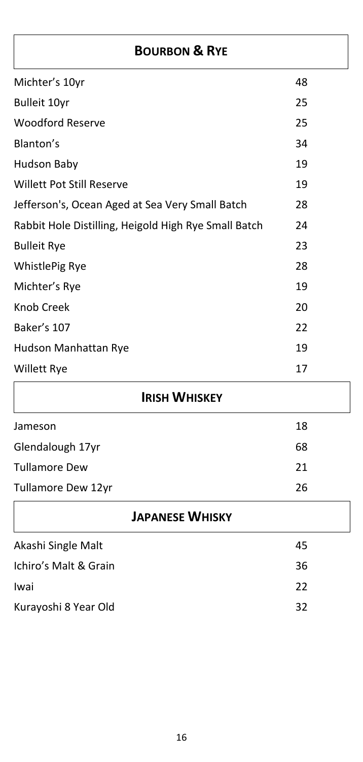## Bourbon & Rye

| | |
|---|---|
| Michter's 10yr | 48 |
| Bulleit 10yr | 25 |
| Woodford Reserve | 25 |
| Blanton's | 34 |
| Hudson Baby | 19 |
| Willett Pot Still Reserve | 19 |
| Jefferson's, Ocean Aged at Sea Very Small Batch | 28 |
| Rabbit Hole Distilling, Heigold High Rye Small Batch | 24 |
| Bulleit Rye | 23 |
| WhistlePig Rye | 28 |
| Michter's Rye | 19 |
| Knob Creek | 20 |
| Baker's 107 | 22 |
| Hudson Manhattan Rye | 19 |
| Willett Rye | 17 |

## Irish Whiskey

| | |
|---|---|
| Jameson | 18 |
| Glendalough 17yr | 68 |
| Tullamore Dew | 21 |
| Tullamore Dew 12yr | 26 |

## Japanese Whisky

| | |
|---|---|
| Akashi Single Malt | 45 |
| Ichiro's Malt & Grain | 36 |
| Iwai | 22 |
| Kurayoshi 8 Year Old | 32 |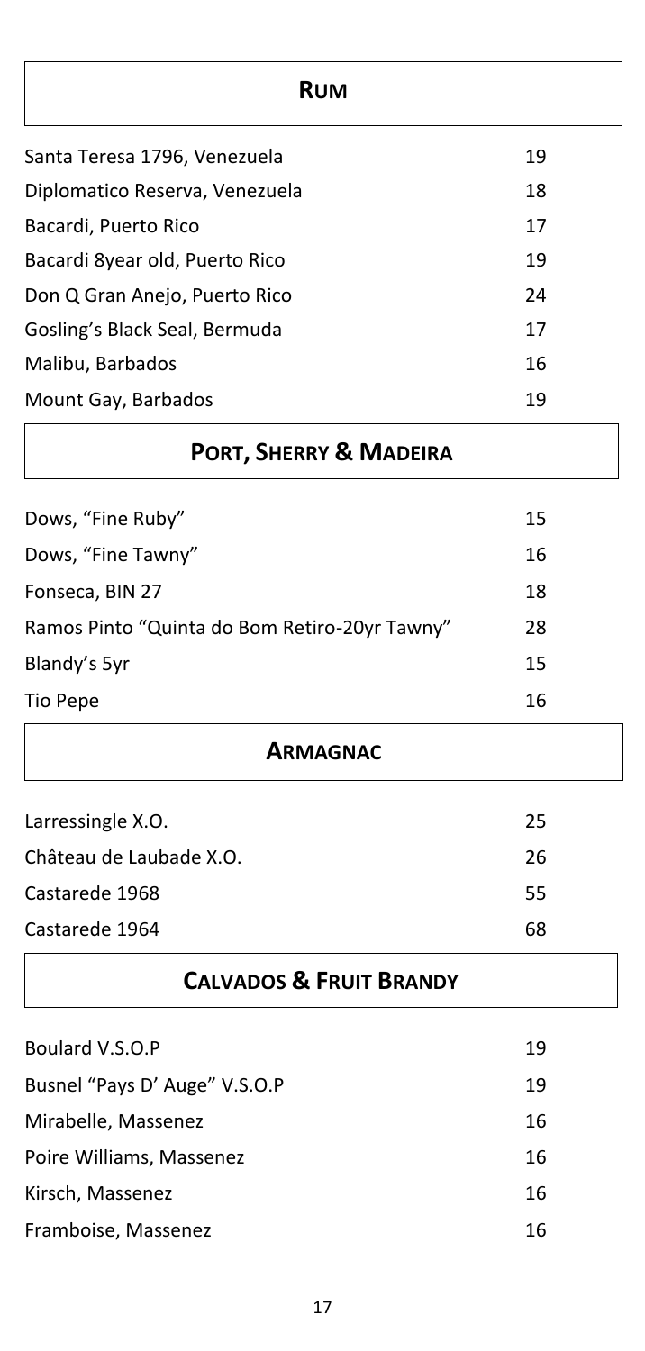## Rum

| Item | Price |
|---|---|
| Santa Teresa 1796, Venezuela | 19 |
| Diplomatico Reserva, Venezuela | 18 |
| Bacardi, Puerto Rico | 17 |
| Bacardi 8year old, Puerto Rico | 19 |
| Don Q Gran Anejo, Puerto Rico | 24 |
| Gosling's Black Seal, Bermuda | 17 |
| Malibu, Barbados | 16 |
| Mount Gay, Barbados | 19 |

## Port, Sherry & Madeira

| Item | Price |
|---|---|
| Dows, "Fine Ruby" | 15 |
| Dows, "Fine Tawny" | 16 |
| Fonseca, BIN 27 | 18 |
| Ramos Pinto "Quinta do Bom Retiro-20yr Tawny" | 28 |
| Blandy's 5yr | 15 |
| Tio Pepe | 16 |

## Armagnac

| Item | Price |
|---|---|
| Larressingle X.O. | 25 |
| Château de Laubade X.O. | 26 |
| Castarede 1968 | 55 |
| Castarede 1964 | 68 |

## Calvados & Fruit Brandy

| Item | Price |
|---|---|
| Boulard V.S.O.P | 19 |
| Busnel "Pays D' Auge" V.S.O.P | 19 |
| Mirabelle, Massenez | 16 |
| Poire Williams, Massenez | 16 |
| Kirsch, Massenez | 16 |
| Framboise, Massenez | 16 |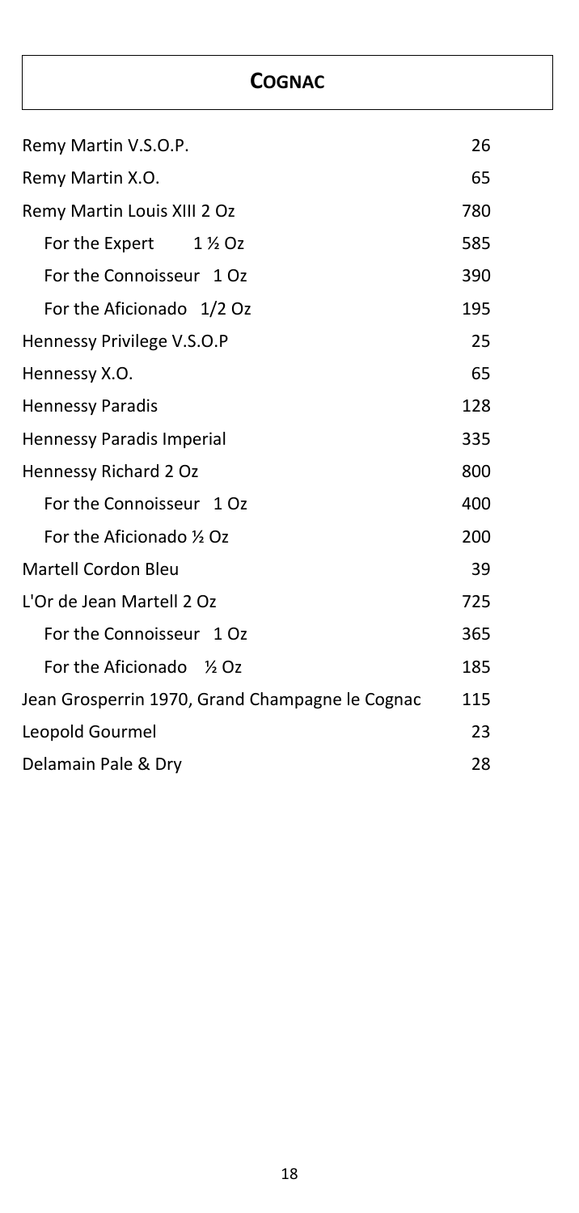## COGNAC

| | |
|---|---|
| Remy Martin V.S.O.P. | 26 |
| Remy Martin X.O. | 65 |
| Remy Martin Louis XIII 2 Oz | 780 |
| For the Expert 1 ½ Oz | 585 |
| For the Connoisseur 1 Oz | 390 |
| For the Aficionado 1/2 Oz | 195 |
| Hennessy Privilege V.S.O.P | 25 |
| Hennessy X.O. | 65 |
| Hennessy Paradis | 128 |
| Hennessy Paradis Imperial | 335 |
| Hennessy Richard 2 Oz | 800 |
| For the Connoisseur 1 Oz | 400 |
| For the Aficionado ½ Oz | 200 |
| Martell Cordon Bleu | 39 |
| L'Or de Jean Martell 2 Oz | 725 |
| For the Connoisseur 1 Oz | 365 |
| For the Aficionado ½ Oz | 185 |
| Jean Grosperrin 1970, Grand Champagne le Cognac | 115 |
| Leopold Gourmel | 23 |
| Delamain Pale & Dry | 28 |